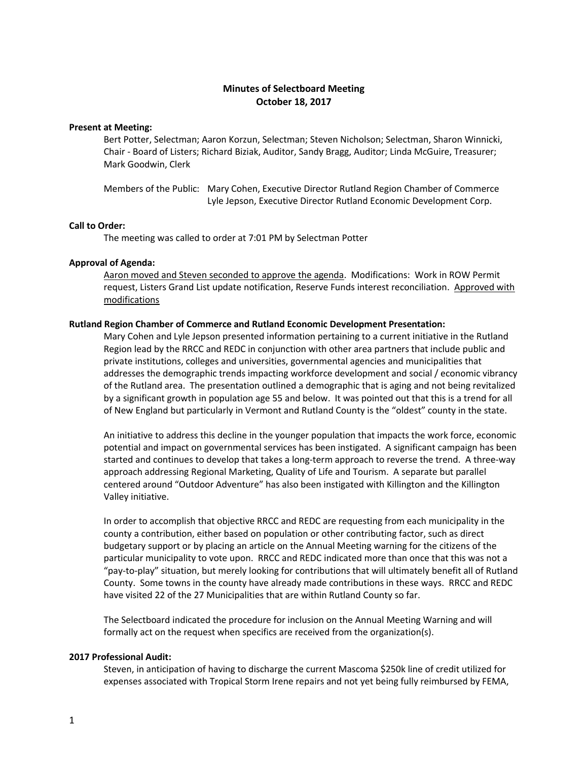# Minutes of Selectboard Meeting
## October 18, 2017

**Present at Meeting:**

Bert Potter, Selectman; Aaron Korzun, Selectman; Steven Nicholson; Selectman, Sharon Winnicki, Chair - Board of Listers; Richard Biziak, Auditor, Sandy Bragg, Auditor; Linda McGuire, Treasurer; Mark Goodwin, Clerk

Members of the Public: Mary Cohen, Executive Director Rutland Region Chamber of Commerce
Lyle Jepson, Executive Director Rutland Economic Development Corp.

**Call to Order:**

The meeting was called to order at 7:01 PM by Selectman Potter

**Approval of Agenda:**

<u>Aaron moved and Steven seconded to approve the agenda</u>. Modifications: Work in ROW Permit request, Listers Grand List update notification, Reserve Funds interest reconciliation. <u>Approved with modifications</u>

**Rutland Region Chamber of Commerce and Rutland Economic Development Presentation:**

Mary Cohen and Lyle Jepson presented information pertaining to a current initiative in the Rutland Region lead by the RRCC and REDC in conjunction with other area partners that include public and private institutions, colleges and universities, governmental agencies and municipalities that addresses the demographic trends impacting workforce development and social / economic vibrancy of the Rutland area. The presentation outlined a demographic that is aging and not being revitalized by a significant growth in population age 55 and below. It was pointed out that this is a trend for all of New England but particularly in Vermont and Rutland County is the "oldest" county in the state.

An initiative to address this decline in the younger population that impacts the work force, economic potential and impact on governmental services has been instigated. A significant campaign has been started and continues to develop that takes a long-term approach to reverse the trend. A three-way approach addressing Regional Marketing, Quality of Life and Tourism. A separate but parallel centered around "Outdoor Adventure" has also been instigated with Killington and the Killington Valley initiative.

In order to accomplish that objective RRCC and REDC are requesting from each municipality in the county a contribution, either based on population or other contributing factor, such as direct budgetary support or by placing an article on the Annual Meeting warning for the citizens of the particular municipality to vote upon. RRCC and REDC indicated more than once that this was not a "pay-to-play" situation, but merely looking for contributions that will ultimately benefit all of Rutland County. Some towns in the county have already made contributions in these ways. RRCC and REDC have visited 22 of the 27 Municipalities that are within Rutland County so far.

The Selectboard indicated the procedure for inclusion on the Annual Meeting Warning and will formally act on the request when specifics are received from the organization(s).

**2017 Professional Audit:**

Steven, in anticipation of having to discharge the current Mascoma $250k line of credit utilized for expenses associated with Tropical Storm Irene repairs and not yet being fully reimbursed by FEMA,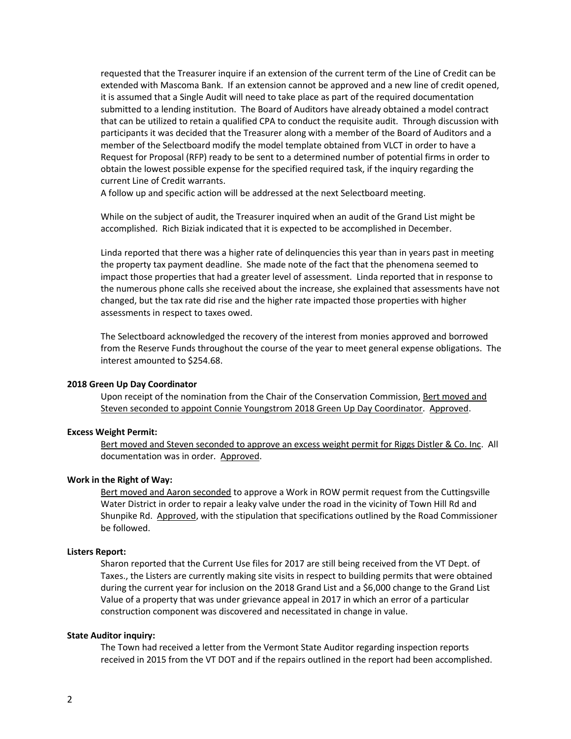requested that the Treasurer inquire if an extension of the current term of the Line of Credit can be extended with Mascoma Bank. If an extension cannot be approved and a new line of credit opened, it is assumed that a Single Audit will need to take place as part of the required documentation submitted to a lending institution. The Board of Auditors have already obtained a model contract that can be utilized to retain a qualified CPA to conduct the requisite audit. Through discussion with participants it was decided that the Treasurer along with a member of the Board of Auditors and a member of the Selectboard modify the model template obtained from VLCT in order to have a Request for Proposal (RFP) ready to be sent to a determined number of potential firms in order to obtain the lowest possible expense for the specified required task, if the inquiry regarding the current Line of Credit warrants.

A follow up and specific action will be addressed at the next Selectboard meeting.

While on the subject of audit, the Treasurer inquired when an audit of the Grand List might be accomplished. Rich Biziak indicated that it is expected to be accomplished in December.

Linda reported that there was a higher rate of delinquencies this year than in years past in meeting the property tax payment deadline. She made note of the fact that the phenomena seemed to impact those properties that had a greater level of assessment. Linda reported that in response to the numerous phone calls she received about the increase, she explained that assessments have not changed, but the tax rate did rise and the higher rate impacted those properties with higher assessments in respect to taxes owed.

The Selectboard acknowledged the recovery of the interest from monies approved and borrowed from the Reserve Funds throughout the course of the year to meet general expense obligations. The interest amounted to $254.68.

**2018 Green Up Day Coordinator**

Upon receipt of the nomination from the Chair of the Conservation Commission, Bert moved and Steven seconded to appoint Connie Youngstrom 2018 Green Up Day Coordinator. Approved.

**Excess Weight Permit:**

Bert moved and Steven seconded to approve an excess weight permit for Riggs Distler & Co. Inc. All documentation was in order. Approved.

**Work in the Right of Way:**

Bert moved and Aaron seconded to approve a Work in ROW permit request from the Cuttingsville Water District in order to repair a leaky valve under the road in the vicinity of Town Hill Rd and Shunpike Rd. Approved, with the stipulation that specifications outlined by the Road Commissioner be followed.

**Listers Report:**

Sharon reported that the Current Use files for 2017 are still being received from the VT Dept. of Taxes., the Listers are currently making site visits in respect to building permits that were obtained during the current year for inclusion on the 2018 Grand List and a $6,000 change to the Grand List Value of a property that was under grievance appeal in 2017 in which an error of a particular construction component was discovered and necessitated in change in value.

**State Auditor inquiry:**

The Town had received a letter from the Vermont State Auditor regarding inspection reports received in 2015 from the VT DOT and if the repairs outlined in the report had been accomplished.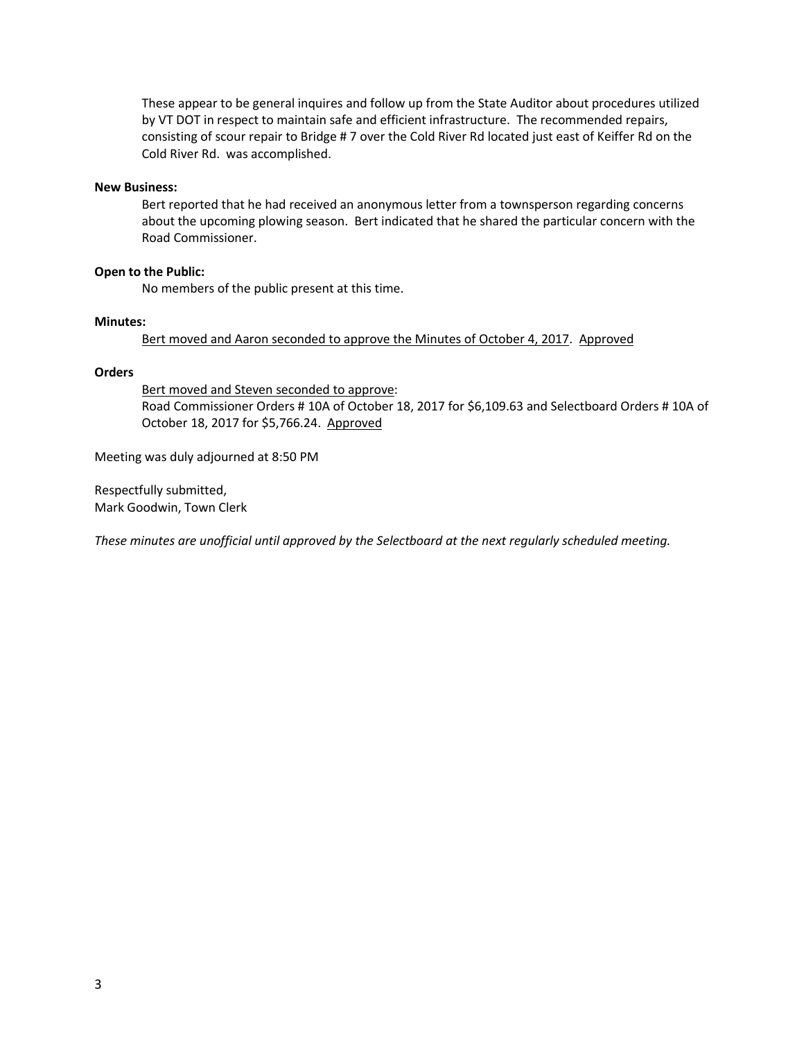These appear to be general inquires and follow up from the State Auditor about procedures utilized by VT DOT in respect to maintain safe and efficient infrastructure. The recommended repairs, consisting of scour repair to Bridge # 7 over the Cold River Rd located just east of Keiffer Rd on the Cold River Rd. was accomplished.

**New Business:**

Bert reported that he had received an anonymous letter from a townsperson regarding concerns about the upcoming plowing season. Bert indicated that he shared the particular concern with the Road Commissioner.

**Open to the Public:**

No members of the public present at this time.

**Minutes:**

<u>Bert moved and Aaron seconded to approve the Minutes of October 4, 2017</u>. <u>Approved</u>

**Orders**

<u>Bert moved and Steven seconded to approve</u>:
Road Commissioner Orders # 10A of October 18, 2017 for $6,109.63 and Selectboard Orders # 10A of October 18, 2017 for $5,766.24. <u>Approved</u>

Meeting was duly adjourned at 8:50 PM

Respectfully submitted,
Mark Goodwin, Town Clerk

*These minutes are unofficial until approved by the Selectboard at the next regularly scheduled meeting.*